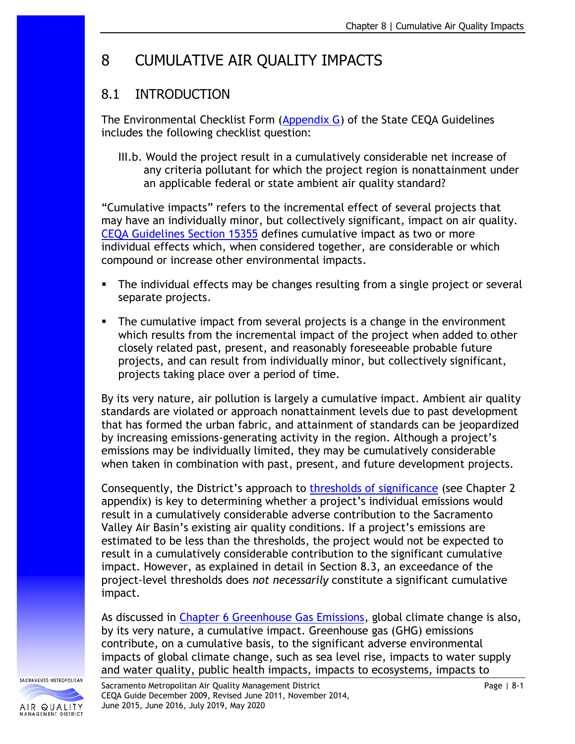# 8 CUMULATIVE AIR QUALITY IMPACTS

## 8.1 INTRODUCTION

The Environmental Checklist Form (Appendix G) of the State CEQA Guidelines includes the following checklist question:

> III.b. Would the project result in a cumulatively considerable net increase of any criteria pollutant for which the project region is nonattainment under an applicable federal or state ambient air quality standard?

"Cumulative impacts" refers to the incremental effect of several projects that may have an individually minor, but collectively significant, impact on air quality. CEQA Guidelines Section 15355 defines cumulative impact as two or more individual effects which, when considered together, are considerable or which compound or increase other environmental impacts.

- The individual effects may be changes resulting from a single project or several separate projects.
- The cumulative impact from several projects is a change in the environment which results from the incremental impact of the project when added to other closely related past, present, and reasonably foreseeable probable future projects, and can result from individually minor, but collectively significant, projects taking place over a period of time.

By its very nature, air pollution is largely a cumulative impact. Ambient air quality standards are violated or approach nonattainment levels due to past development that has formed the urban fabric, and attainment of standards can be jeopardized by increasing emissions-generating activity in the region. Although a project's emissions may be individually limited, they may be cumulatively considerable when taken in combination with past, present, and future development projects.

Consequently, the District's approach to thresholds of significance (see Chapter 2 appendix) is key to determining whether a project's individual emissions would result in a cumulatively considerable adverse contribution to the Sacramento Valley Air Basin's existing air quality conditions. If a project's emissions are estimated to be less than the thresholds, the project would not be expected to result in a cumulatively considerable contribution to the significant cumulative impact. However, as explained in detail in Section 8.3, an exceedance of the project-level thresholds does *not necessarily* constitute a significant cumulative impact.

As discussed in Chapter 6 Greenhouse Gas Emissions, global climate change is also, by its very nature, a cumulative impact. Greenhouse gas (GHG) emissions contribute, on a cumulative basis, to the significant adverse environmental impacts of global climate change, such as sea level rise, impacts to water supply and water quality, public health impacts, impacts to ecosystems, impacts to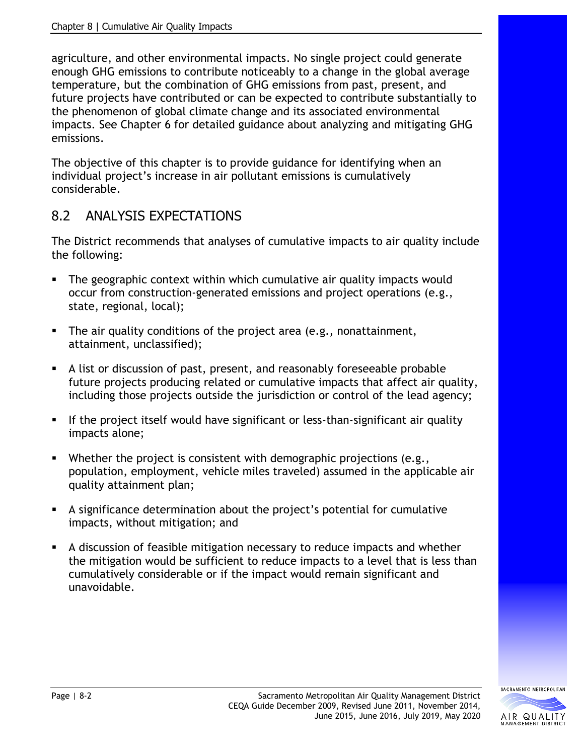agriculture, and other environmental impacts. No single project could generate enough GHG emissions to contribute noticeably to a change in the global average temperature, but the combination of GHG emissions from past, present, and future projects have contributed or can be expected to contribute substantially to the phenomenon of global climate change and its associated environmental impacts. See Chapter 6 for detailed guidance about analyzing and mitigating GHG emissions.

The objective of this chapter is to provide guidance for identifying when an individual project's increase in air pollutant emissions is cumulatively considerable.

## 8.2 ANALYSIS EXPECTATIONS

The District recommends that analyses of cumulative impacts to air quality include the following:

- The geographic context within which cumulative air quality impacts would occur from construction-generated emissions and project operations (e.g., state, regional, local);
- The air quality conditions of the project area (e.g., nonattainment, attainment, unclassified);
- A list or discussion of past, present, and reasonably foreseeable probable future projects producing related or cumulative impacts that affect air quality, including those projects outside the jurisdiction or control of the lead agency;
- If the project itself would have significant or less-than-significant air quality impacts alone;
- Whether the project is consistent with demographic projections (e.g., population, employment, vehicle miles traveled) assumed in the applicable air quality attainment plan;
- A significance determination about the project's potential for cumulative impacts, without mitigation; and
- A discussion of feasible mitigation necessary to reduce impacts and whether the mitigation would be sufficient to reduce impacts to a level that is less than cumulatively considerable or if the impact would remain significant and unavoidable.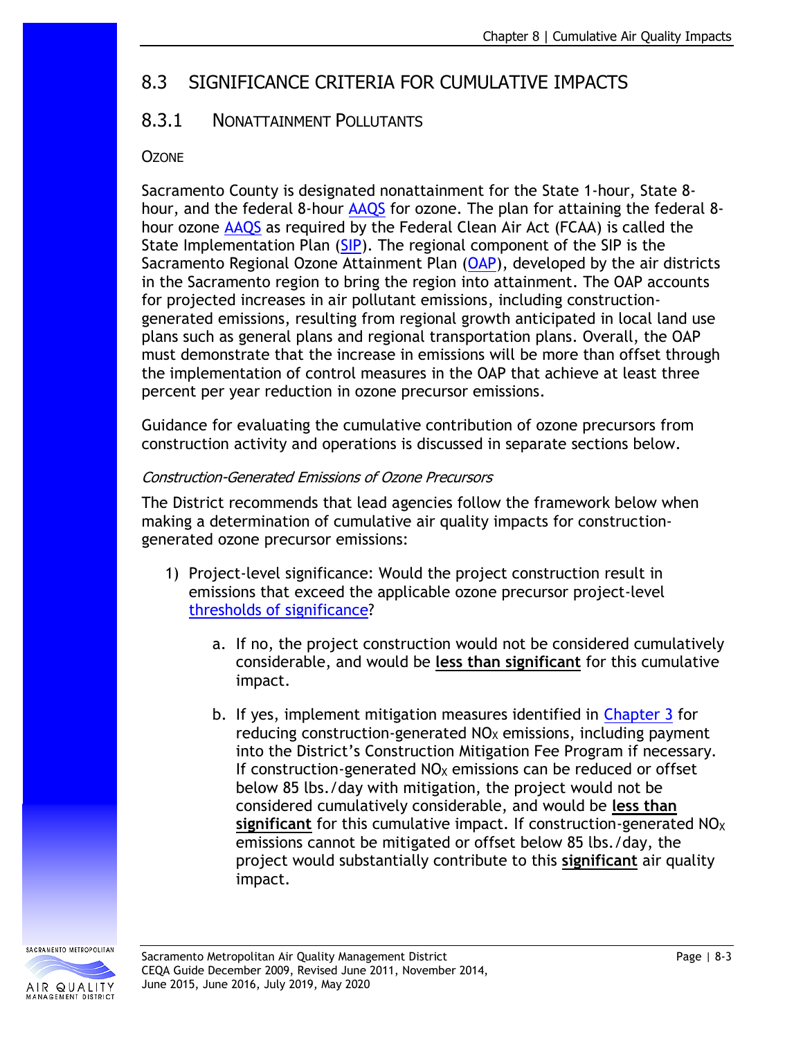## 8.3 SIGNIFICANCE CRITERIA FOR CUMULATIVE IMPACTS

### 8.3.1 NONATTAINMENT POLLUTANTS

#### OZONE

Sacramento County is designated nonattainment for the State 1-hour, State 8-hour, and the federal 8-hour AAQS for ozone. The plan for attaining the federal 8-hour ozone AAQS as required by the Federal Clean Air Act (FCAA) is called the State Implementation Plan (SIP). The regional component of the SIP is the Sacramento Regional Ozone Attainment Plan (OAP), developed by the air districts in the Sacramento region to bring the region into attainment. The OAP accounts for projected increases in air pollutant emissions, including construction-generated emissions, resulting from regional growth anticipated in local land use plans such as general plans and regional transportation plans. Overall, the OAP must demonstrate that the increase in emissions will be more than offset through the implementation of control measures in the OAP that achieve at least three percent per year reduction in ozone precursor emissions.

Guidance for evaluating the cumulative contribution of ozone precursors from construction activity and operations is discussed in separate sections below.

*Construction-Generated Emissions of Ozone Precursors*

The District recommends that lead agencies follow the framework below when making a determination of cumulative air quality impacts for construction-generated ozone precursor emissions:

1) Project-level significance: Would the project construction result in emissions that exceed the applicable ozone precursor project-level thresholds of significance?

    a. If no, the project construction would not be considered cumulatively considerable, and would be **less than significant** for this cumulative impact.

    b. If yes, implement mitigation measures identified in Chapter 3 for reducing construction-generated $NO_X$ emissions, including payment into the District's Construction Mitigation Fee Program if necessary. If construction-generated $NO_X$ emissions can be reduced or offset below 85 lbs./day with mitigation, the project would not be considered cumulatively considerable, and would be **less than significant** for this cumulative impact. If construction-generated $NO_X$ emissions cannot be mitigated or offset below 85 lbs./day, the project would substantially contribute to this **significant** air quality impact.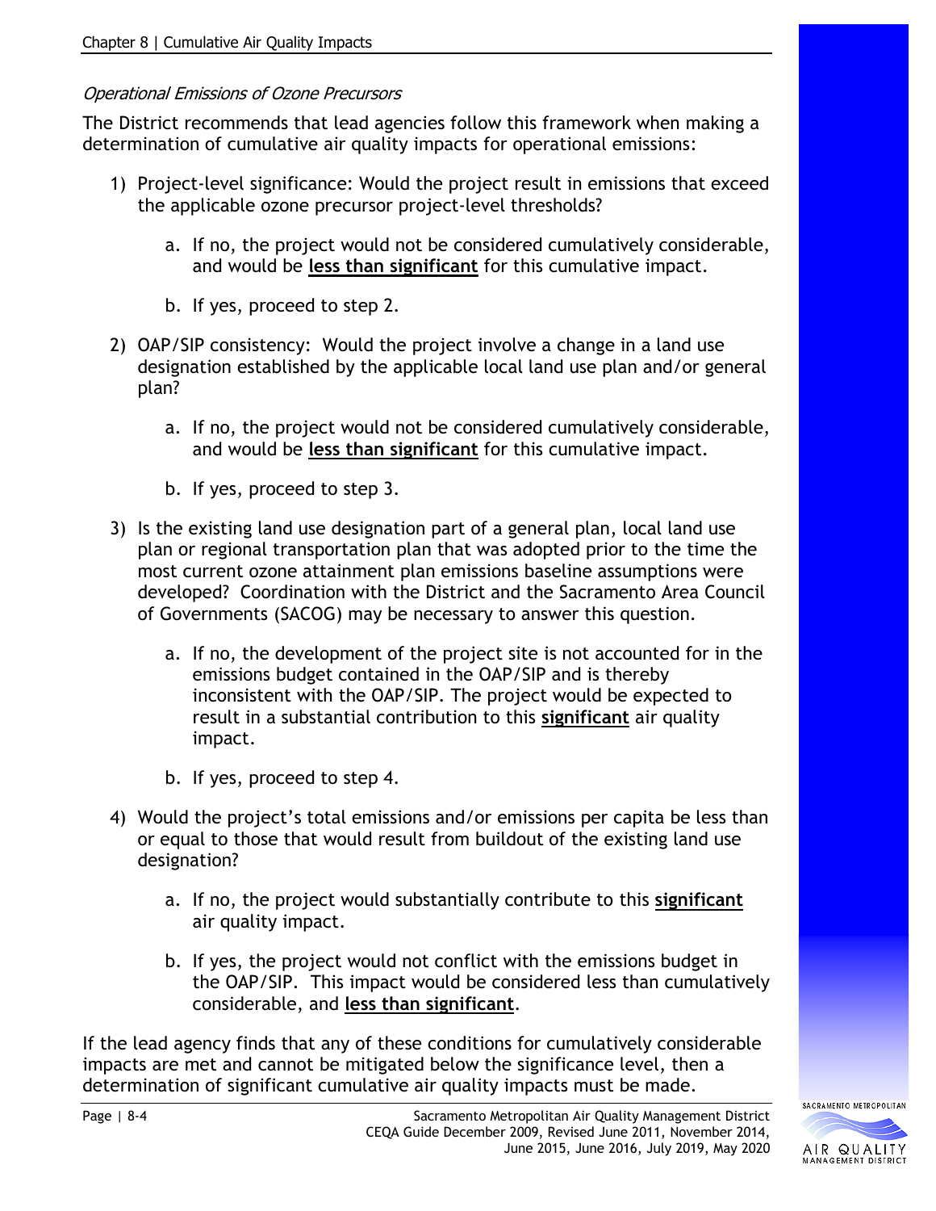*Operational Emissions of Ozone Precursors*

The District recommends that lead agencies follow this framework when making a determination of cumulative air quality impacts for operational emissions:

1) Project-level significance: Would the project result in emissions that exceed the applicable ozone precursor project-level thresholds?
    a. If no, the project would not be considered cumulatively considerable, and would be **less than significant** for this cumulative impact.
    b. If yes, proceed to step 2.
2) OAP/SIP consistency: Would the project involve a change in a land use designation established by the applicable local land use plan and/or general plan?
    a. If no, the project would not be considered cumulatively considerable, and would be **less than significant** for this cumulative impact.
    b. If yes, proceed to step 3.
3) Is the existing land use designation part of a general plan, local land use plan or regional transportation plan that was adopted prior to the time the most current ozone attainment plan emissions baseline assumptions were developed? Coordination with the District and the Sacramento Area Council of Governments (SACOG) may be necessary to answer this question.
    a. If no, the development of the project site is not accounted for in the emissions budget contained in the OAP/SIP and is thereby inconsistent with the OAP/SIP. The project would be expected to result in a substantial contribution to this **significant** air quality impact.
    b. If yes, proceed to step 4.
4) Would the project's total emissions and/or emissions per capita be less than or equal to those that would result from buildout of the existing land use designation?
    a. If no, the project would substantially contribute to this **significant** air quality impact.
    b. If yes, the project would not conflict with the emissions budget in the OAP/SIP. This impact would be considered less than cumulatively considerable, and **less than significant**.

If the lead agency finds that any of these conditions for cumulatively considerable impacts are met and cannot be mitigated below the significance level, then a determination of significant cumulative air quality impacts must be made.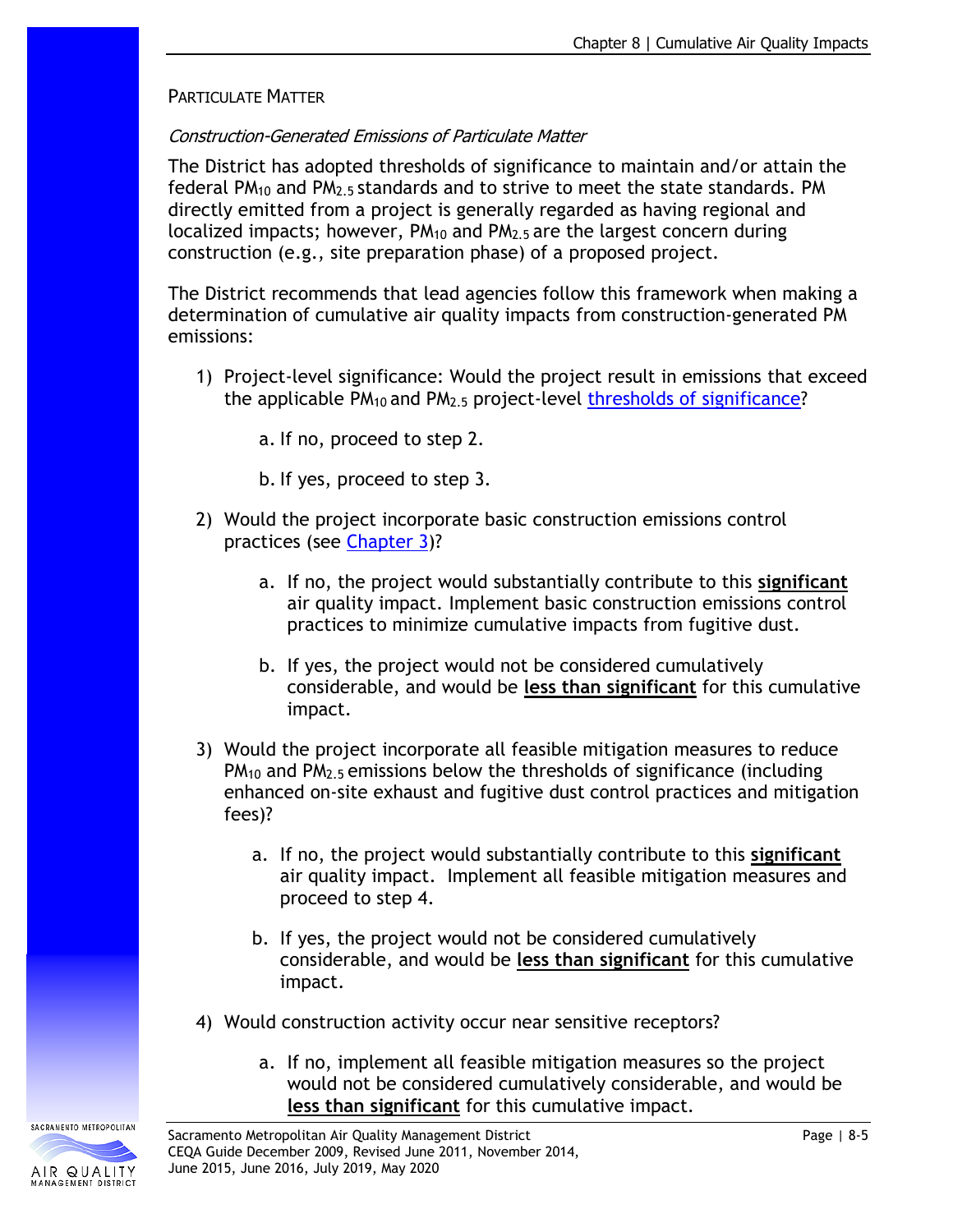### PARTICULATE MATTER

*Construction-Generated Emissions of Particulate Matter*

The District has adopted thresholds of significance to maintain and/or attain the federal $PM_{10}$ and $PM_{2.5}$ standards and to strive to meet the state standards. PM directly emitted from a project is generally regarded as having regional and localized impacts; however, $PM_{10}$ and $PM_{2.5}$ are the largest concern during construction (e.g., site preparation phase) of a proposed project.

The District recommends that lead agencies follow this framework when making a determination of cumulative air quality impacts from construction-generated PM emissions:

1) Project-level significance: Would the project result in emissions that exceed the applicable $PM_{10}$ and $PM_{2.5}$ project-level thresholds of significance?

    a. If no, proceed to step 2.

    b. If yes, proceed to step 3.

2) Would the project incorporate basic construction emissions control practices (see Chapter 3)?

    a. If no, the project would substantially contribute to this **significant** air quality impact. Implement basic construction emissions control practices to minimize cumulative impacts from fugitive dust.

    b. If yes, the project would not be considered cumulatively considerable, and would be **less than significant** for this cumulative impact.

3) Would the project incorporate all feasible mitigation measures to reduce $PM_{10}$ and $PM_{2.5}$ emissions below the thresholds of significance (including enhanced on-site exhaust and fugitive dust control practices and mitigation fees)?

    a. If no, the project would substantially contribute to this **significant** air quality impact. Implement all feasible mitigation measures and proceed to step 4.

    b. If yes, the project would not be considered cumulatively considerable, and would be **less than significant** for this cumulative impact.

4) Would construction activity occur near sensitive receptors?

    a. If no, implement all feasible mitigation measures so the project would not be considered cumulatively considerable, and would be **less than significant** for this cumulative impact.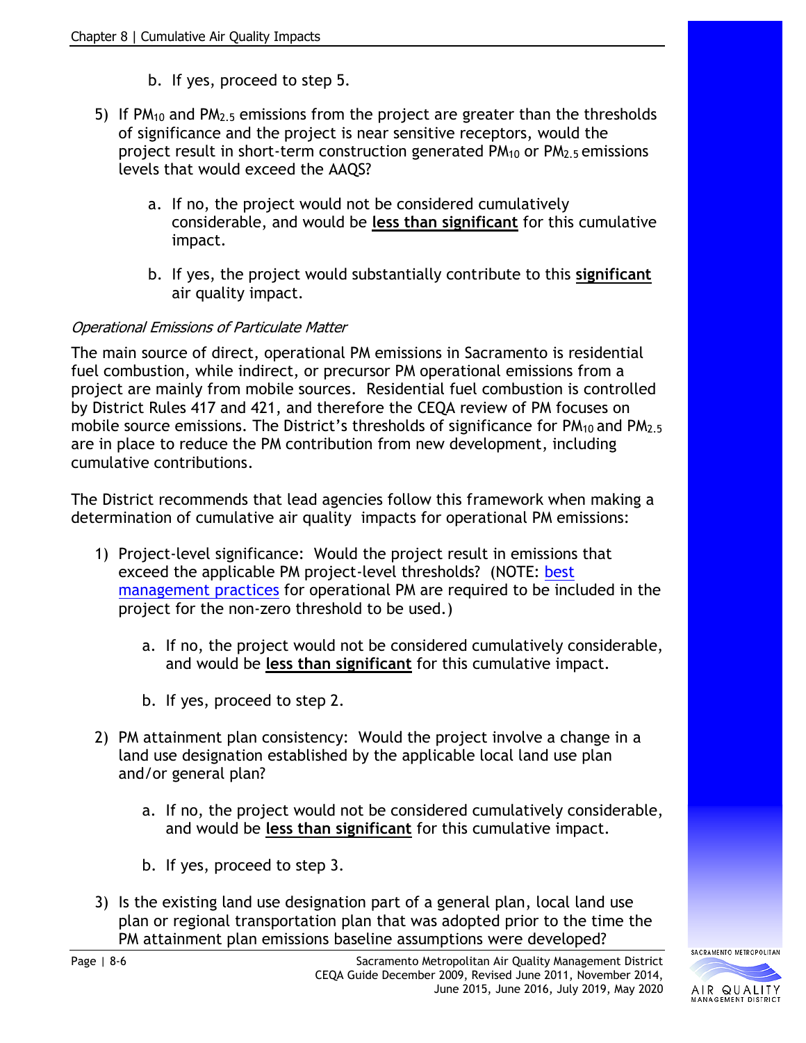b. If yes, proceed to step 5.

5) If $PM_{10}$ and $PM_{2.5}$ emissions from the project are greater than the thresholds of significance and the project is near sensitive receptors, would the project result in short-term construction generated $PM_{10}$ or $PM_{2.5}$ emissions levels that would exceed the AAQS?

   a. If no, the project would not be considered cumulatively considerable, and would be **less than significant** for this cumulative impact.

   b. If yes, the project would substantially contribute to this **significant** air quality impact.

*Operational Emissions of Particulate Matter*

The main source of direct, operational PM emissions in Sacramento is residential fuel combustion, while indirect, or precursor PM operational emissions from a project are mainly from mobile sources. Residential fuel combustion is controlled by District Rules 417 and 421, and therefore the CEQA review of PM focuses on mobile source emissions. The District's thresholds of significance for $PM_{10}$ and $PM_{2.5}$ are in place to reduce the PM contribution from new development, including cumulative contributions.

The District recommends that lead agencies follow this framework when making a determination of cumulative air quality impacts for operational PM emissions:

1) Project-level significance: Would the project result in emissions that exceed the applicable PM project-level thresholds? (NOTE: best management practices for operational PM are required to be included in the project for the non-zero threshold to be used.)

   a. If no, the project would not be considered cumulatively considerable, and would be **less than significant** for this cumulative impact.

   b. If yes, proceed to step 2.

2) PM attainment plan consistency: Would the project involve a change in a land use designation established by the applicable local land use plan and/or general plan?

   a. If no, the project would not be considered cumulatively considerable, and would be **less than significant** for this cumulative impact.

   b. If yes, proceed to step 3.

3) Is the existing land use designation part of a general plan, local land use plan or regional transportation plan that was adopted prior to the time the PM attainment plan emissions baseline assumptions were developed?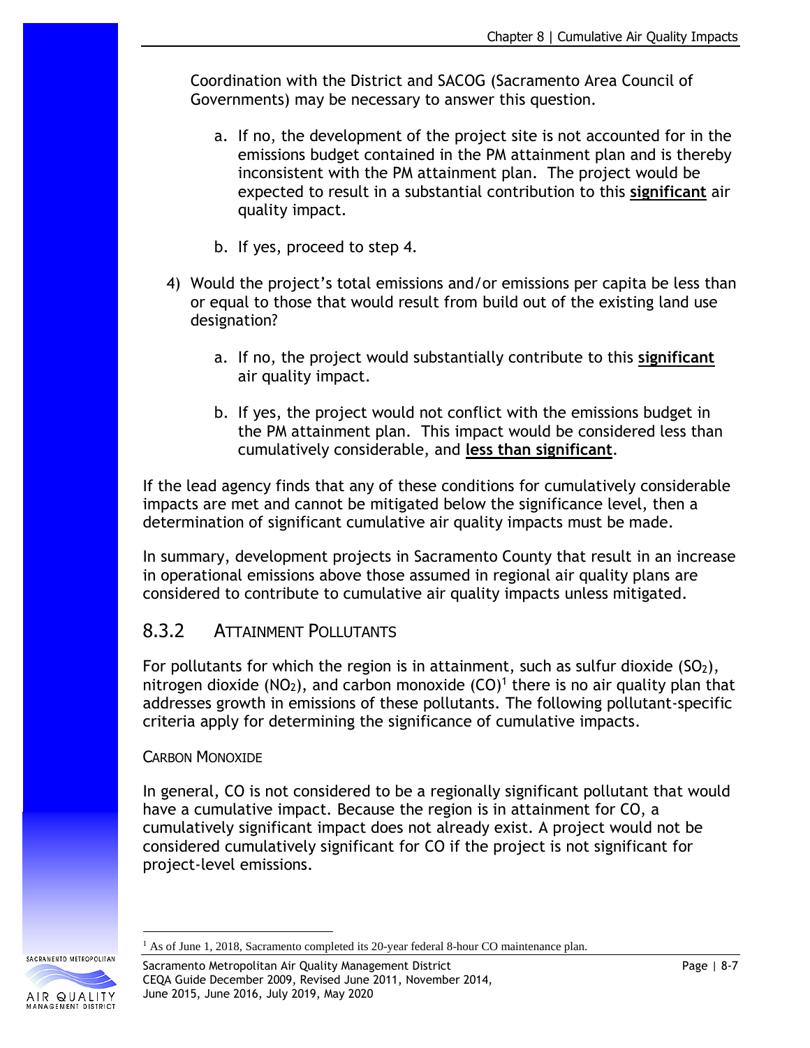Coordination with the District and SACOG (Sacramento Area Council of Governments) may be necessary to answer this question.

a. If no, the development of the project site is not accounted for in the emissions budget contained in the PM attainment plan and is thereby inconsistent with the PM attainment plan. The project would be expected to result in a substantial contribution to this **significant** air quality impact.

b. If yes, proceed to step 4.

4) Would the project's total emissions and/or emissions per capita be less than or equal to those that would result from build out of the existing land use designation?

   a. If no, the project would substantially contribute to this **significant** air quality impact.

   b. If yes, the project would not conflict with the emissions budget in the PM attainment plan. This impact would be considered less than cumulatively considerable, and **less than significant**.

If the lead agency finds that any of these conditions for cumulatively considerable impacts are met and cannot be mitigated below the significance level, then a determination of significant cumulative air quality impacts must be made.

In summary, development projects in Sacramento County that result in an increase in operational emissions above those assumed in regional air quality plans are considered to contribute to cumulative air quality impacts unless mitigated.

## 8.3.2 Attainment Pollutants

For pollutants for which the region is in attainment, such as sulfur dioxide ($SO_2$), nitrogen dioxide ($NO_2$), and carbon monoxide (CO)[1] there is no air quality plan that addresses growth in emissions of these pollutants. The following pollutant-specific criteria apply for determining the significance of cumulative impacts.

### Carbon Monoxide

In general, CO is not considered to be a regionally significant pollutant that would have a cumulative impact. Because the region is in attainment for CO, a cumulatively significant impact does not already exist. A project would not be considered cumulatively significant for CO if the project is not significant for project-level emissions.

[1] As of June 1, 2018, Sacramento completed its 20-year federal 8-hour CO maintenance plan.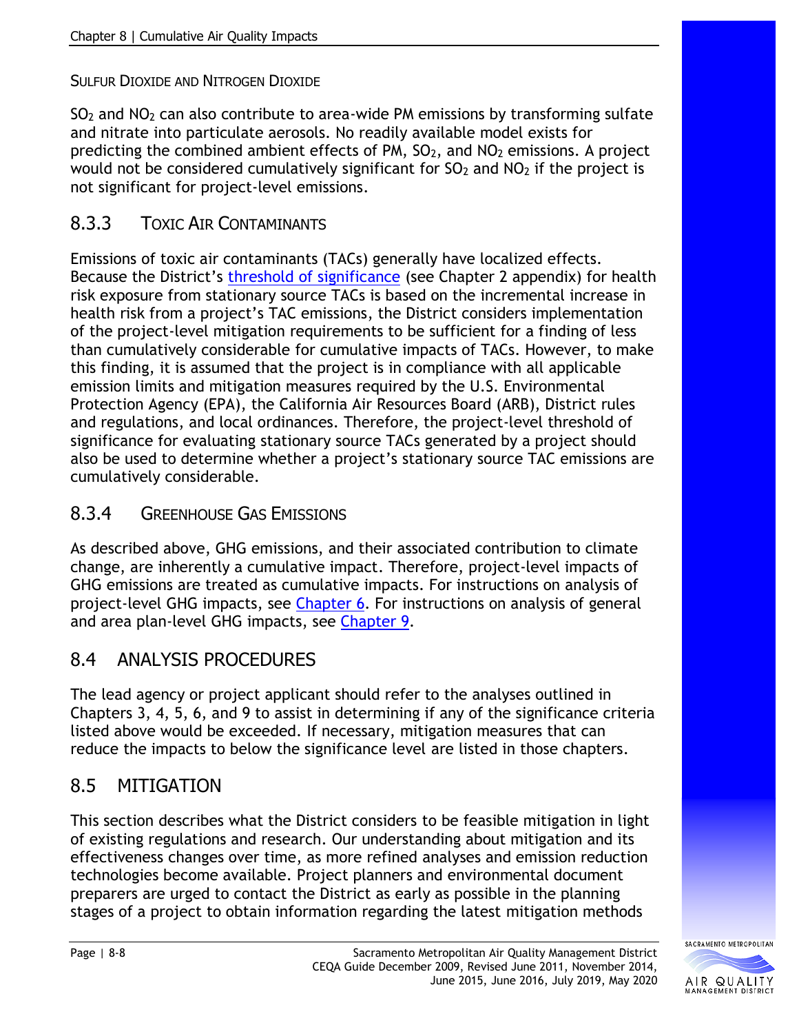#### SULFUR DIOXIDE AND NITROGEN DIOXIDE

$SO_2$ and $NO_2$ can also contribute to area-wide PM emissions by transforming sulfate and nitrate into particulate aerosols. No readily available model exists for predicting the combined ambient effects of PM, $SO_2$, and $NO_2$ emissions. A project would not be considered cumulatively significant for $SO_2$ and $NO_2$ if the project is not significant for project-level emissions.

### 8.3.3 TOXIC AIR CONTAMINANTS

Emissions of toxic air contaminants (TACs) generally have localized effects. Because the District's threshold of significance (see Chapter 2 appendix) for health risk exposure from stationary source TACs is based on the incremental increase in health risk from a project's TAC emissions, the District considers implementation of the project-level mitigation requirements to be sufficient for a finding of less than cumulatively considerable for cumulative impacts of TACs. However, to make this finding, it is assumed that the project is in compliance with all applicable emission limits and mitigation measures required by the U.S. Environmental Protection Agency (EPA), the California Air Resources Board (ARB), District rules and regulations, and local ordinances. Therefore, the project-level threshold of significance for evaluating stationary source TACs generated by a project should also be used to determine whether a project's stationary source TAC emissions are cumulatively considerable.

### 8.3.4 GREENHOUSE GAS EMISSIONS

As described above, GHG emissions, and their associated contribution to climate change, are inherently a cumulative impact. Therefore, project-level impacts of GHG emissions are treated as cumulative impacts. For instructions on analysis of project-level GHG impacts, see Chapter 6. For instructions on analysis of general and area plan-level GHG impacts, see Chapter 9.

## 8.4 ANALYSIS PROCEDURES

The lead agency or project applicant should refer to the analyses outlined in Chapters 3, 4, 5, 6, and 9 to assist in determining if any of the significance criteria listed above would be exceeded. If necessary, mitigation measures that can reduce the impacts to below the significance level are listed in those chapters.

## 8.5 MITIGATION

This section describes what the District considers to be feasible mitigation in light of existing regulations and research. Our understanding about mitigation and its effectiveness changes over time, as more refined analyses and emission reduction technologies become available. Project planners and environmental document preparers are urged to contact the District as early as possible in the planning stages of a project to obtain information regarding the latest mitigation methods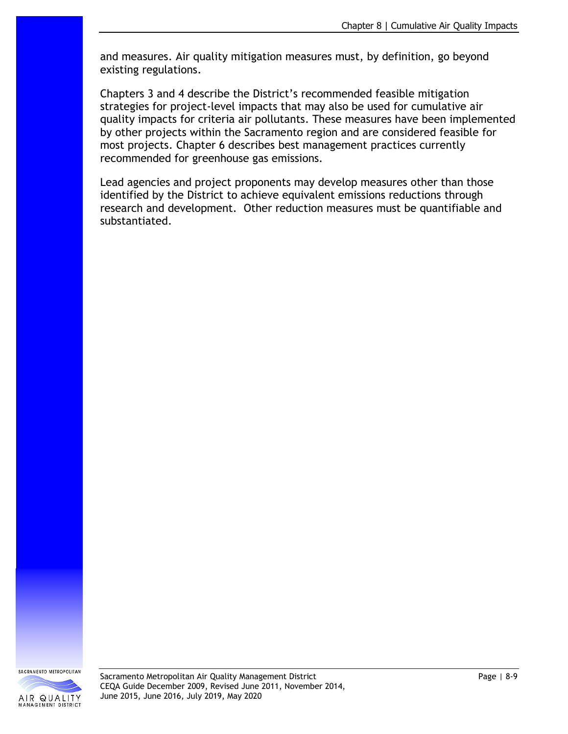and measures. Air quality mitigation measures must, by definition, go beyond existing regulations.

Chapters 3 and 4 describe the District's recommended feasible mitigation strategies for project-level impacts that may also be used for cumulative air quality impacts for criteria air pollutants. These measures have been implemented by other projects within the Sacramento region and are considered feasible for most projects. Chapter 6 describes best management practices currently recommended for greenhouse gas emissions.

Lead agencies and project proponents may develop measures other than those identified by the District to achieve equivalent emissions reductions through research and development. Other reduction measures must be quantifiable and substantiated.